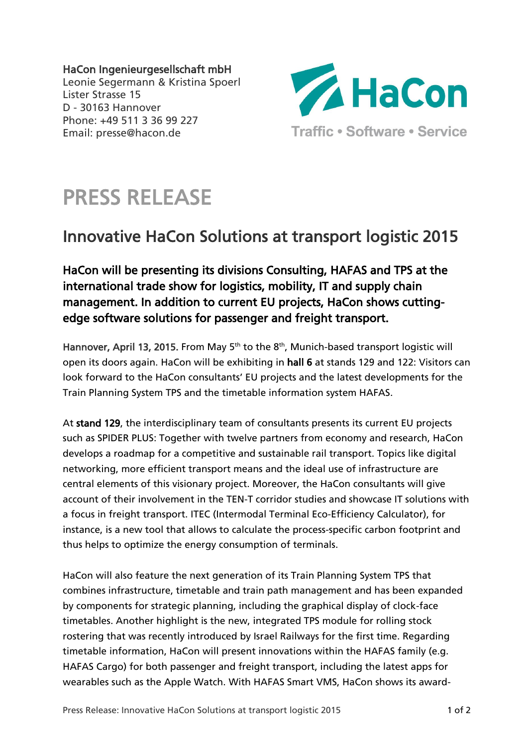**HaCon Ingenieurgesellschaft mbH**
Leonie Segermann & Kristina Spoerl
Lister Strasse 15
D - 30163 Hannover
Phone: +49 511 3 36 99 227
Email: presse@hacon.de

HaCon
Traffic • Software • Service

# PRESS RELEASE

## Innovative HaCon Solutions at transport logistic 2015

**HaCon will be presenting its divisions Consulting, HAFAS and TPS at the international trade show for logistics, mobility, IT and supply chain management. In addition to current EU projects, HaCon shows cutting-edge software solutions for passenger and freight transport.**

**Hannover, April 13, 2015.** From May 5th to the 8th, Munich-based transport logistic will open its doors again. HaCon will be exhibiting in **hall 6** at stands 129 and 122: Visitors can look forward to the HaCon consultants' EU projects and the latest developments for the Train Planning System TPS and the timetable information system HAFAS.

At **stand 129**, the interdisciplinary team of consultants presents its current EU projects such as SPIDER PLUS: Together with twelve partners from economy and research, HaCon develops a roadmap for a competitive and sustainable rail transport. Topics like digital networking, more efficient transport means and the ideal use of infrastructure are central elements of this visionary project. Moreover, the HaCon consultants will give account of their involvement in the TEN-T corridor studies and showcase IT solutions with a focus in freight transport. ITEC (Intermodal Terminal Eco-Efficiency Calculator), for instance, is a new tool that allows to calculate the process-specific carbon footprint and thus helps to optimize the energy consumption of terminals.

HaCon will also feature the next generation of its Train Planning System TPS that combines infrastructure, timetable and train path management and has been expanded by components for strategic planning, including the graphical display of clock-face timetables. Another highlight is the new, integrated TPS module for rolling stock rostering that was recently introduced by Israel Railways for the first time. Regarding timetable information, HaCon will present innovations within the HAFAS family (e.g. HAFAS Cargo) for both passenger and freight transport, including the latest apps for wearables such as the Apple Watch. With HAFAS Smart VMS, HaCon shows its award-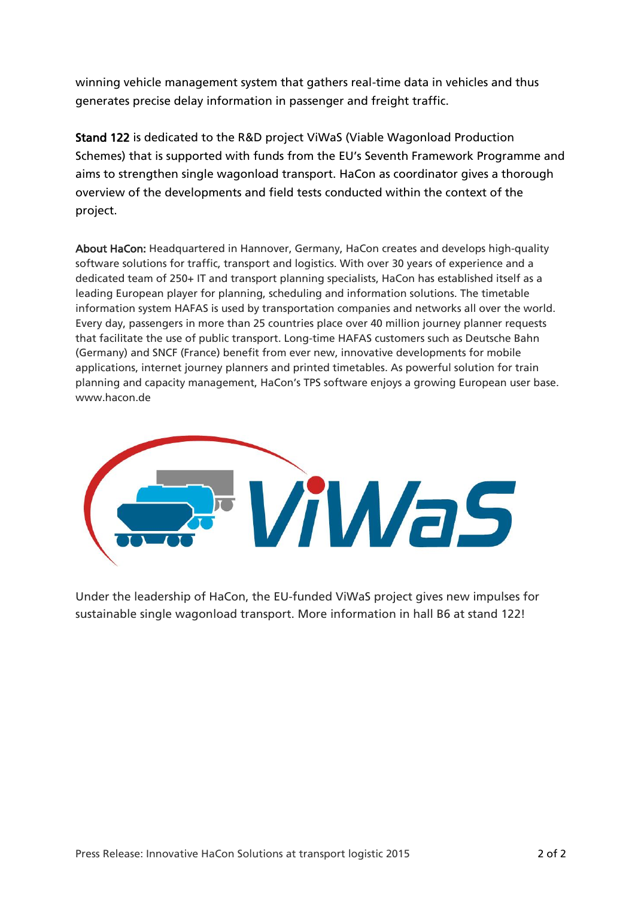winning vehicle management system that gathers real-time data in vehicles and thus generates precise delay information in passenger and freight traffic.

**Stand 122** is dedicated to the R&D project ViWaS (Viable Wagonload Production Schemes) that is supported with funds from the EU's Seventh Framework Programme and aims to strengthen single wagonload transport. HaCon as coordinator gives a thorough overview of the developments and field tests conducted within the context of the project.

**About HaCon:** Headquartered in Hannover, Germany, HaCon creates and develops high-quality software solutions for traffic, transport and logistics. With over 30 years of experience and a dedicated team of 250+ IT and transport planning specialists, HaCon has established itself as a leading European player for planning, scheduling and information solutions. The timetable information system HAFAS is used by transportation companies and networks all over the world. Every day, passengers in more than 25 countries place over 40 million journey planner requests that facilitate the use of public transport. Long-time HAFAS customers such as Deutsche Bahn (Germany) and SNCF (France) benefit from ever new, innovative developments for mobile applications, internet journey planners and printed timetables. As powerful solution for train planning and capacity management, HaCon's TPS software enjoys a growing European user base. www.hacon.de

ViWaS

Under the leadership of HaCon, the EU-funded ViWaS project gives new impulses for sustainable single wagonload transport. More information in hall B6 at stand 122!